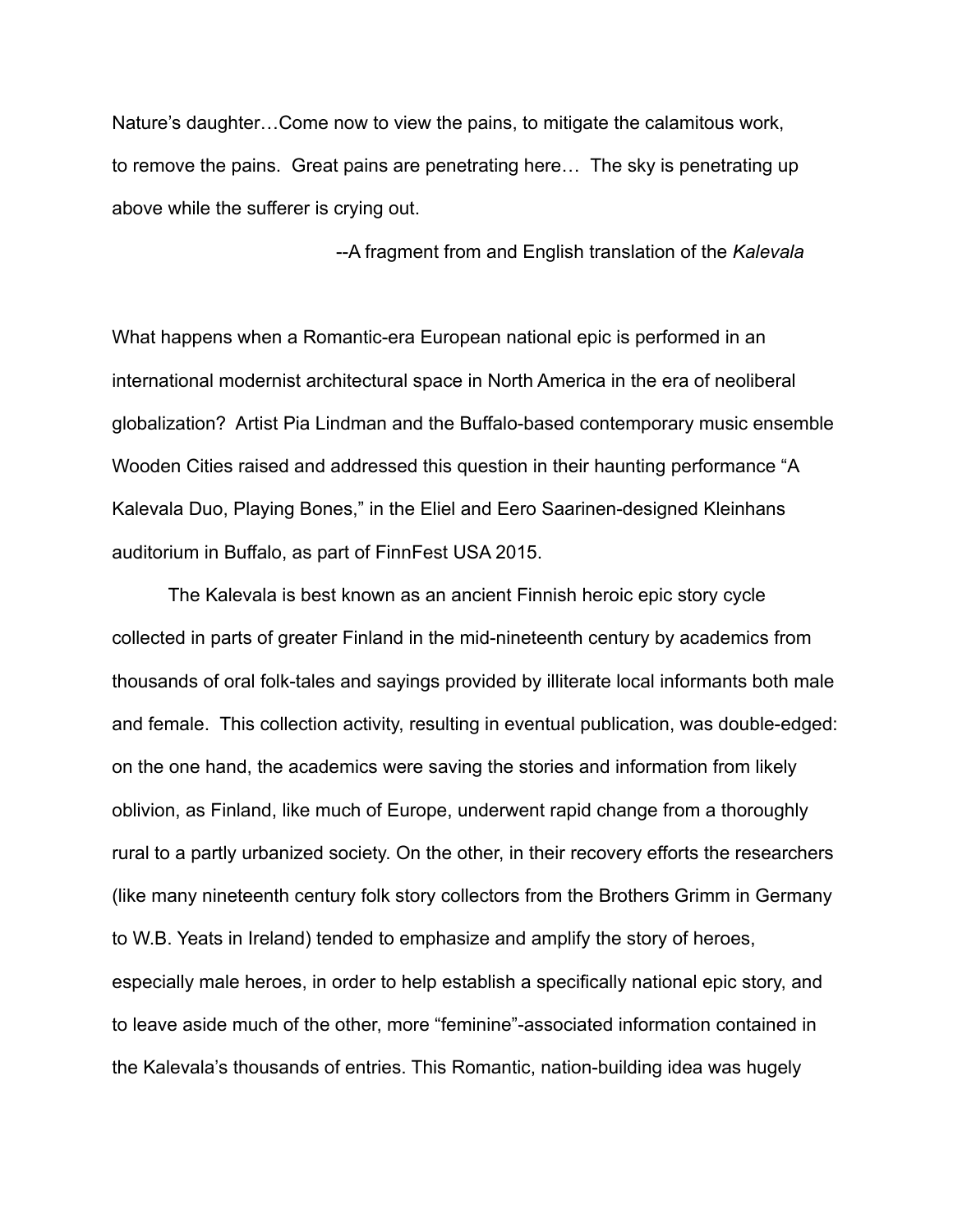Nature's daughter…Come now to view the pains, to mitigate the calamitous work, to remove the pains. Great pains are penetrating here… The sky is penetrating up above while the sufferer is crying out.

--A fragment from and English translation of the *Kalevala*

What happens when a Romantic-era European national epic is performed in an international modernist architectural space in North America in the era of neoliberal globalization? Artist Pia Lindman and the Buffalo-based contemporary music ensemble Wooden Cities raised and addressed this question in their haunting performance "A Kalevala Duo, Playing Bones," in the Eliel and Eero Saarinen-designed Kleinhans auditorium in Buffalo, as part of FinnFest USA 2015.

The Kalevala is best known as an ancient Finnish heroic epic story cycle collected in parts of greater Finland in the mid-nineteenth century by academics from thousands of oral folk-tales and sayings provided by illiterate local informants both male and female. This collection activity, resulting in eventual publication, was double-edged: on the one hand, the academics were saving the stories and information from likely oblivion, as Finland, like much of Europe, underwent rapid change from a thoroughly rural to a partly urbanized society. On the other, in their recovery efforts the researchers (like many nineteenth century folk story collectors from the Brothers Grimm in Germany to W.B. Yeats in Ireland) tended to emphasize and amplify the story of heroes, especially male heroes, in order to help establish a specifically national epic story, and to leave aside much of the other, more "feminine"-associated information contained in the Kalevala's thousands of entries. This Romantic, nation-building idea was hugely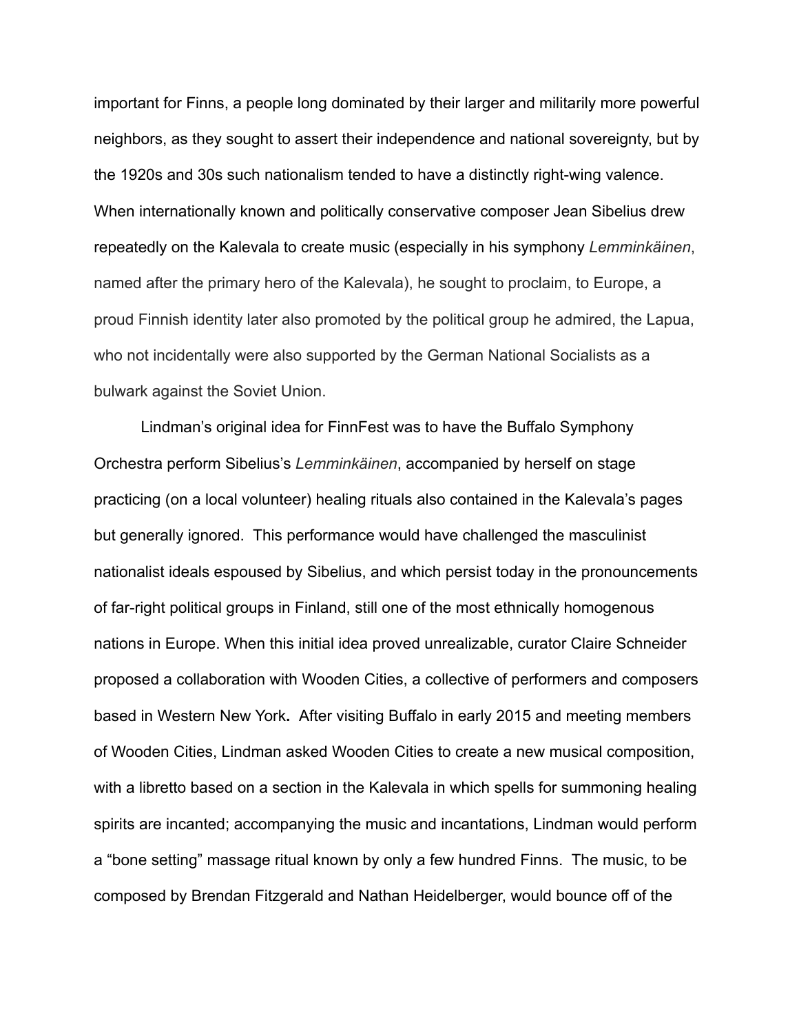important for Finns, a people long dominated by their larger and militarily more powerful neighbors, as they sought to assert their independence and national sovereignty, but by the 1920s and 30s such nationalism tended to have a distinctly right-wing valence. When internationally known and politically conservative composer Jean Sibelius drew repeatedly on the Kalevala to create music (especially in his symphony *Lemminkäinen*, named after the primary hero of the Kalevala), he sought to proclaim, to Europe, a proud Finnish identity later also promoted by the political group he admired, the Lapua, who not incidentally were also supported by the German National Socialists as a bulwark against the Soviet Union.

Lindman's original idea for FinnFest was to have the Buffalo Symphony Orchestra perform Sibelius's *Lemminkäinen*, accompanied by herself on stage practicing (on a local volunteer) healing rituals also contained in the Kalevala's pages but generally ignored. This performance would have challenged the masculinist nationalist ideals espoused by Sibelius, and which persist today in the pronouncements of far-right political groups in Finland, still one of the most ethnically homogenous nations in Europe. When this initial idea proved unrealizable, curator Claire Schneider proposed a collaboration with Wooden Cities, a collective of performers and composers based in Western New York**.** After visiting Buffalo in early 2015 and meeting members of Wooden Cities, Lindman asked Wooden Cities to create a new musical composition, with a libretto based on a section in the Kalevala in which spells for summoning healing spirits are incanted; accompanying the music and incantations, Lindman would perform a "bone setting" massage ritual known by only a few hundred Finns. The music, to be composed by Brendan Fitzgerald and Nathan Heidelberger, would bounce off of the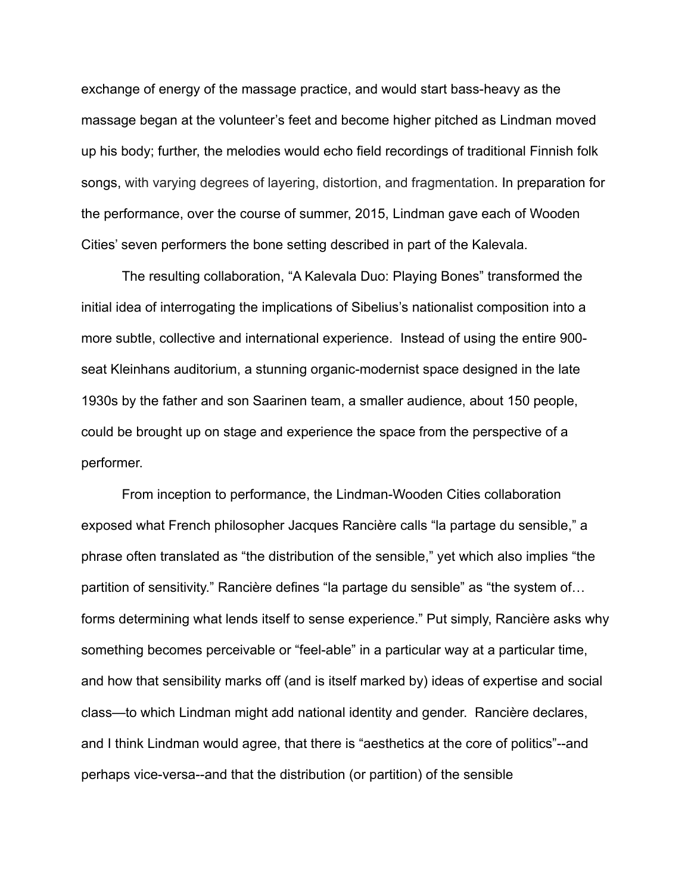exchange of energy of the massage practice, and would start bass-heavy as the massage began at the volunteer's feet and become higher pitched as Lindman moved up his body; further, the melodies would echo field recordings of traditional Finnish folk songs, with varying degrees of layering, distortion, and fragmentation. In preparation for the performance, over the course of summer, 2015, Lindman gave each of Wooden Cities' seven performers the bone setting described in part of the Kalevala.

The resulting collaboration, "A Kalevala Duo: Playing Bones" transformed the initial idea of interrogating the implications of Sibelius's nationalist composition into a more subtle, collective and international experience. Instead of using the entire 900-seat Kleinhans auditorium, a stunning organic-modernist space designed in the late 1930s by the father and son Saarinen team, a smaller audience, about 150 people, could be brought up on stage and experience the space from the perspective of a performer.

From inception to performance, the Lindman-Wooden Cities collaboration exposed what French philosopher Jacques Rancière calls "la partage du sensible," a phrase often translated as "the distribution of the sensible," yet which also implies "the partition of sensitivity." Rancière defines "la partage du sensible" as "the system of… forms determining what lends itself to sense experience." Put simply, Rancière asks why something becomes perceivable or "feel-able" in a particular way at a particular time, and how that sensibility marks off (and is itself marked by) ideas of expertise and social class—to which Lindman might add national identity and gender. Rancière declares, and I think Lindman would agree, that there is "aesthetics at the core of politics"--and perhaps vice-versa--and that the distribution (or partition) of the sensible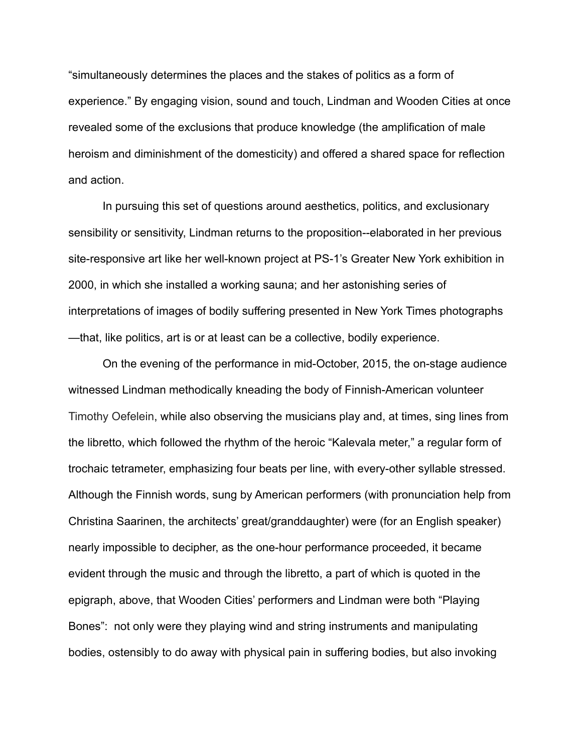"simultaneously determines the places and the stakes of politics as a form of experience." By engaging vision, sound and touch, Lindman and Wooden Cities at once revealed some of the exclusions that produce knowledge (the amplification of male heroism and diminishment of the domesticity) and offered a shared space for reflection and action.

In pursuing this set of questions around aesthetics, politics, and exclusionary sensibility or sensitivity, Lindman returns to the proposition--elaborated in her previous site-responsive art like her well-known project at PS-1's Greater New York exhibition in 2000, in which she installed a working sauna; and her astonishing series of interpretations of images of bodily suffering presented in New York Times photographs—that, like politics, art is or at least can be a collective, bodily experience.

On the evening of the performance in mid-October, 2015, the on-stage audience witnessed Lindman methodically kneading the body of Finnish-American volunteer Timothy Oefelein, while also observing the musicians play and, at times, sing lines from the libretto, which followed the rhythm of the heroic "Kalevala meter," a regular form of trochaic tetrameter, emphasizing four beats per line, with every-other syllable stressed. Although the Finnish words, sung by American performers (with pronunciation help from Christina Saarinen, the architects' great/granddaughter) were (for an English speaker) nearly impossible to decipher, as the one-hour performance proceeded, it became evident through the music and through the libretto, a part of which is quoted in the epigraph, above, that Wooden Cities' performers and Lindman were both "Playing Bones": not only were they playing wind and string instruments and manipulating bodies, ostensibly to do away with physical pain in suffering bodies, but also invoking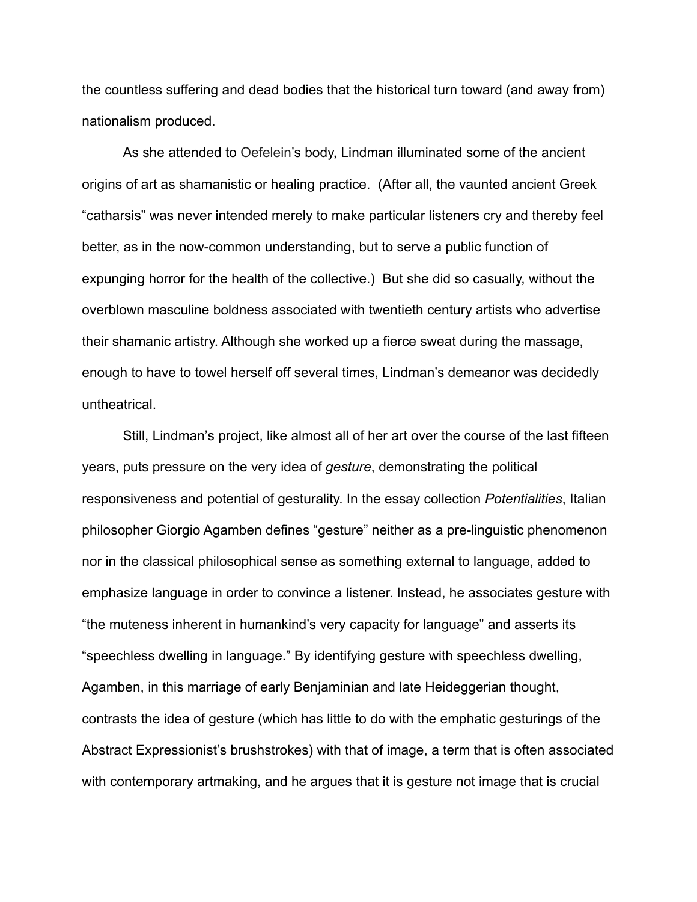the countless suffering and dead bodies that the historical turn toward (and away from) nationalism produced.

As she attended to Oefelein's body, Lindman illuminated some of the ancient origins of art as shamanistic or healing practice.  (After all, the vaunted ancient Greek "catharsis" was never intended merely to make particular listeners cry and thereby feel better, as in the now-common understanding, but to serve a public function of expunging horror for the health of the collective.)  But she did so casually, without the overblown masculine boldness associated with twentieth century artists who advertise their shamanic artistry. Although she worked up a fierce sweat during the massage, enough to have to towel herself off several times, Lindman's demeanor was decidedly untheatrical.

Still, Lindman's project, like almost all of her art over the course of the last fifteen years, puts pressure on the very idea of *gesture*, demonstrating the political responsiveness and potential of gesturality. In the essay collection *Potentialities*, Italian philosopher Giorgio Agamben defines "gesture" neither as a pre-linguistic phenomenon nor in the classical philosophical sense as something external to language, added to emphasize language in order to convince a listener. Instead, he associates gesture with "the muteness inherent in humankind's very capacity for language" and asserts its "speechless dwelling in language." By identifying gesture with speechless dwelling, Agamben, in this marriage of early Benjaminian and late Heideggerian thought, contrasts the idea of gesture (which has little to do with the emphatic gesturings of the Abstract Expressionist's brushstrokes) with that of image, a term that is often associated with contemporary artmaking, and he argues that it is gesture not image that is crucial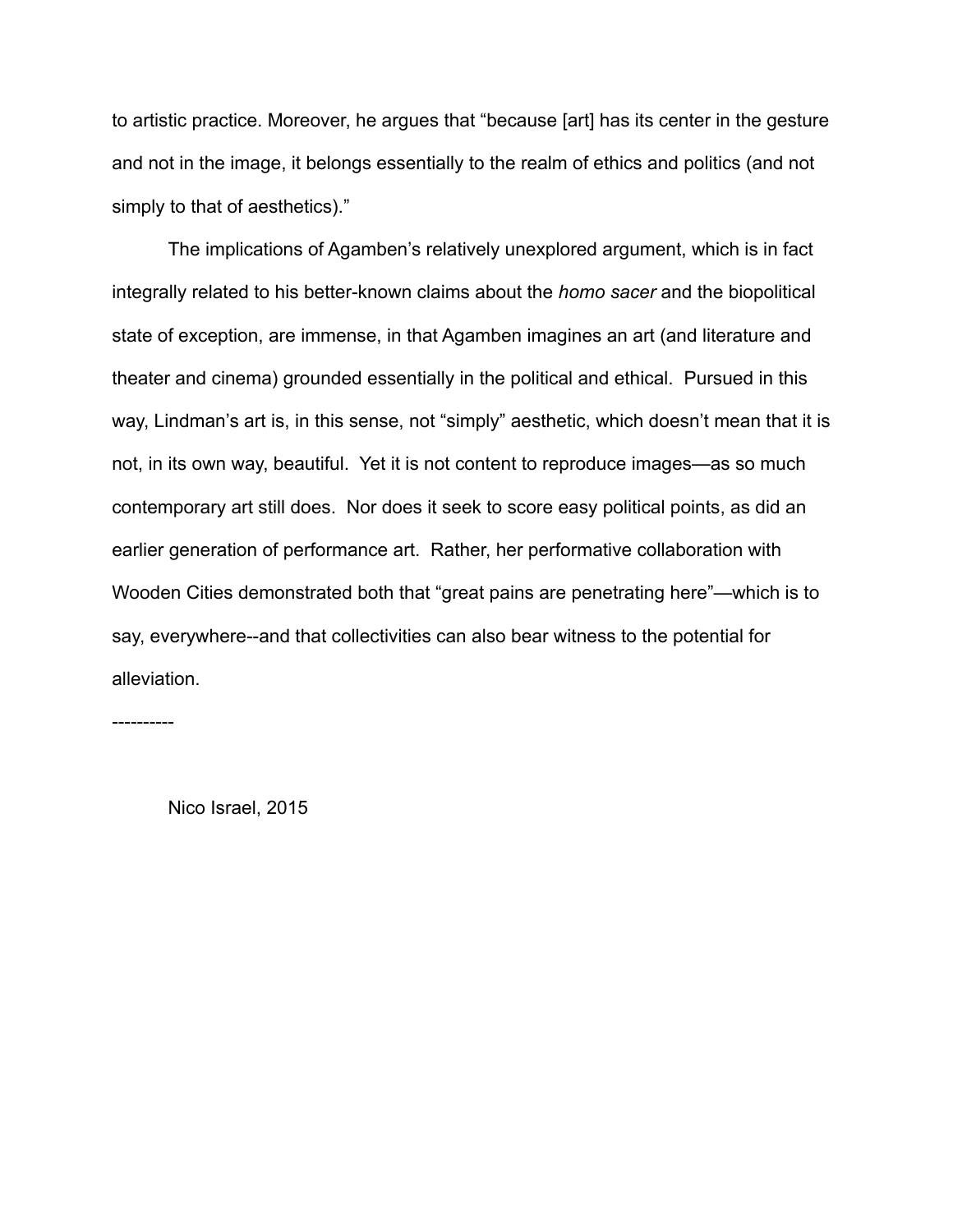to artistic practice. Moreover, he argues that “because [art] has its center in the gesture and not in the image, it belongs essentially to the realm of ethics and politics (and not simply to that of aesthetics).”

The implications of Agamben’s relatively unexplored argument, which is in fact integrally related to his better-known claims about the *homo sacer* and the biopolitical state of exception, are immense, in that Agamben imagines an art (and literature and theater and cinema) grounded essentially in the political and ethical. Pursued in this way, Lindman’s art is, in this sense, not “simply” aesthetic, which doesn’t mean that it is not, in its own way, beautiful. Yet it is not content to reproduce images—as so much contemporary art still does. Nor does it seek to score easy political points, as did an earlier generation of performance art. Rather, her performative collaboration with Wooden Cities demonstrated both that “great pains are penetrating here”—which is to say, everywhere--and that collectivities can also bear witness to the potential for alleviation.

----------

Nico Israel, 2015